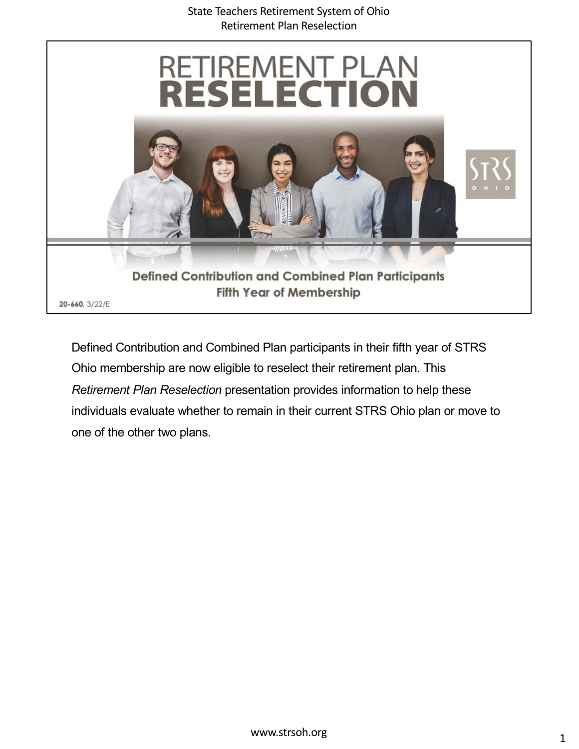# RETIREMENT PLAN RESELECTION

**Defined Contribution and Combined Plan Participants**
**Fifth Year of Membership**

**20-660**, 3/22/E

Defined Contribution and Combined Plan participants in their fifth year of STRS Ohio membership are now eligible to reselect their retirement plan. This *Retirement Plan Reselection* presentation provides information to help these individuals evaluate whether to remain in their current STRS Ohio plan or move to one of the other two plans.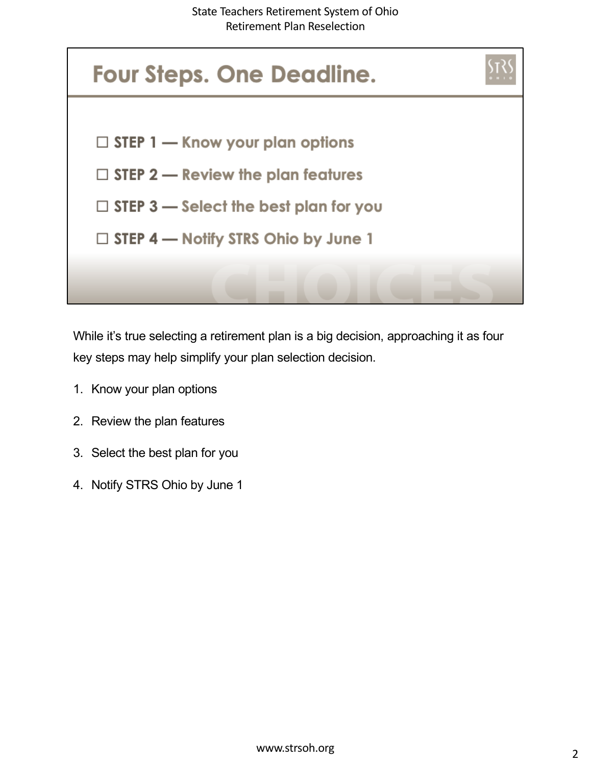# Four Steps. One Deadline.

- ☐ **STEP 1 — Know your plan options**
- ☐ **STEP 2 — Review the plan features**
- ☐ **STEP 3 — Select the best plan for you**
- ☐ **STEP 4 — Notify STRS Ohio by June 1**

CHOICES

While it's true selecting a retirement plan is a big decision, approaching it as four key steps may help simplify your plan selection decision.

1. Know your plan options
2. Review the plan features
3. Select the best plan for you
4. Notify STRS Ohio by June 1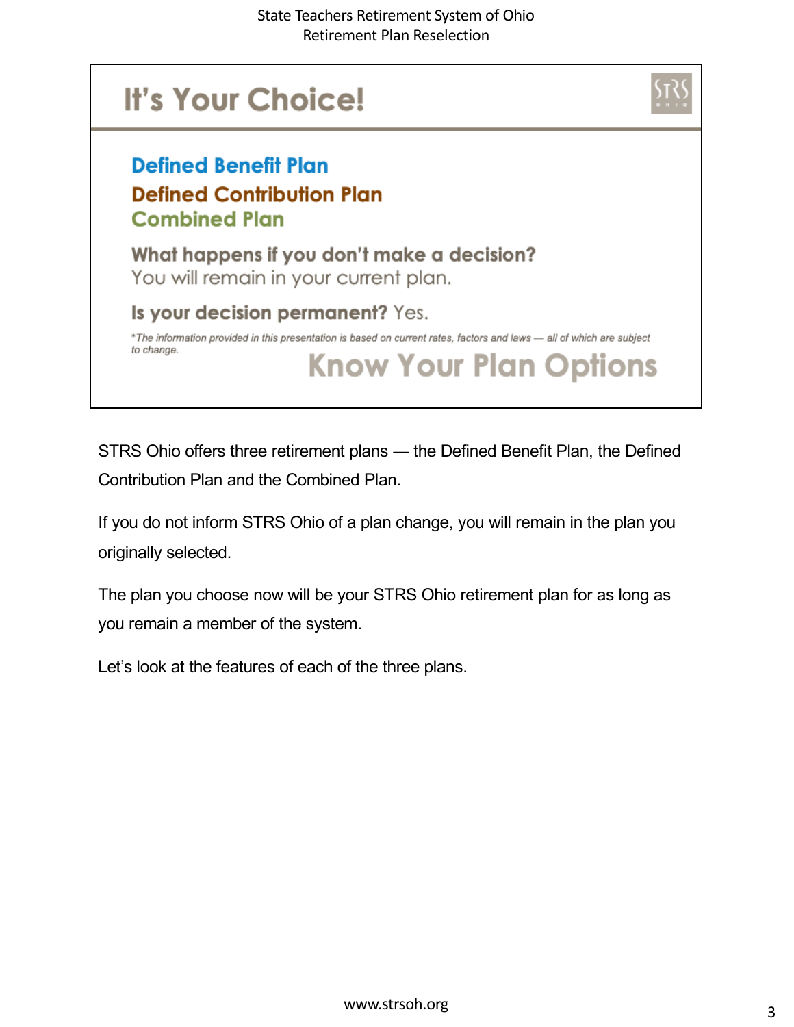## It's Your Choice!

**Defined Benefit Plan**

**Defined Contribution Plan**

**Combined Plan**

**What happens if you don't make a decision?**
You will remain in your current plan.

**Is your decision permanent?** Yes.

*\*The information provided in this presentation is based on current rates, factors and laws — all of which are subject to change.*

**Know Your Plan Options**

STRS Ohio offers three retirement plans — the Defined Benefit Plan, the Defined Contribution Plan and the Combined Plan.

If you do not inform STRS Ohio of a plan change, you will remain in the plan you originally selected.

The plan you choose now will be your STRS Ohio retirement plan for as long as you remain a member of the system.

Let's look at the features of each of the three plans.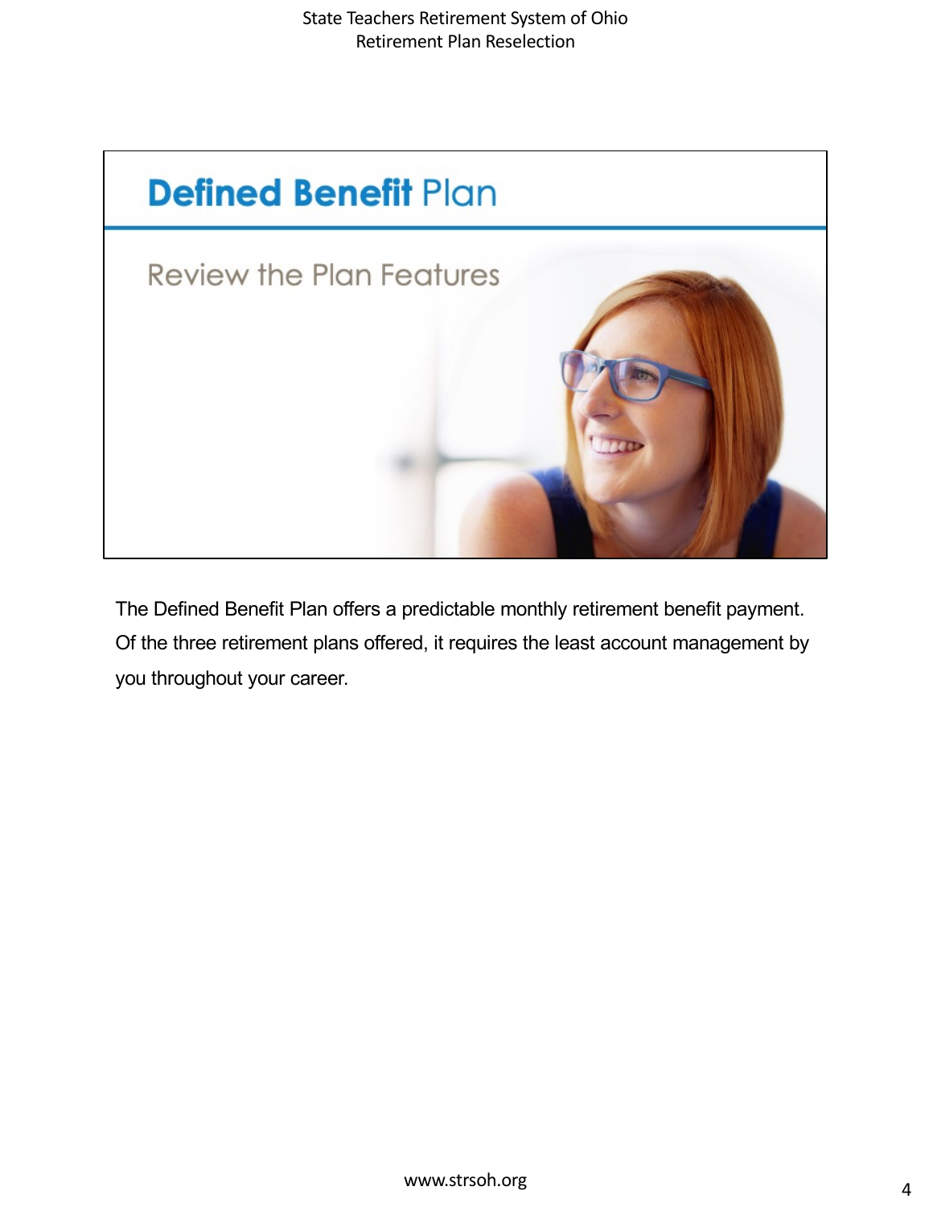## Defined Benefit Plan

### Review the Plan Features

The Defined Benefit Plan offers a predictable monthly retirement benefit payment. Of the three retirement plans offered, it requires the least account management by you throughout your career.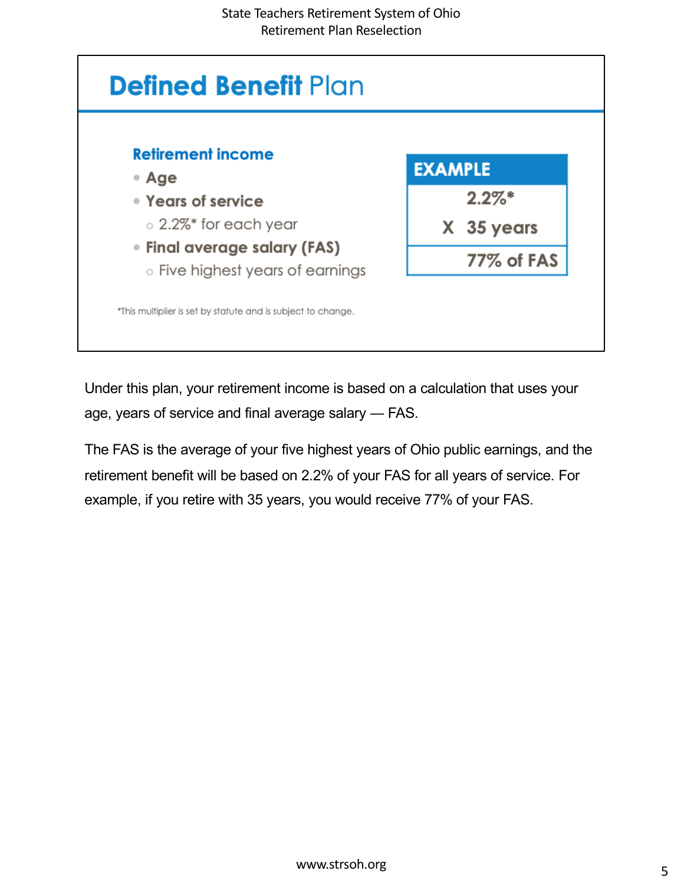## Defined Benefit Plan

**Retirement income**

- **Age**
- **Years of service**
  - 2.2%* for each year
- **Final average salary (FAS)**
  - Five highest years of earnings

| EXAMPLE |
|---|
| 2.2%* |
| X 35 years |
| 77% of FAS |

*This multiplier is set by statute and is subject to change.

Under this plan, your retirement income is based on a calculation that uses your age, years of service and final average salary — FAS.

The FAS is the average of your five highest years of Ohio public earnings, and the retirement benefit will be based on 2.2% of your FAS for all years of service. For example, if you retire with 35 years, you would receive 77% of your FAS.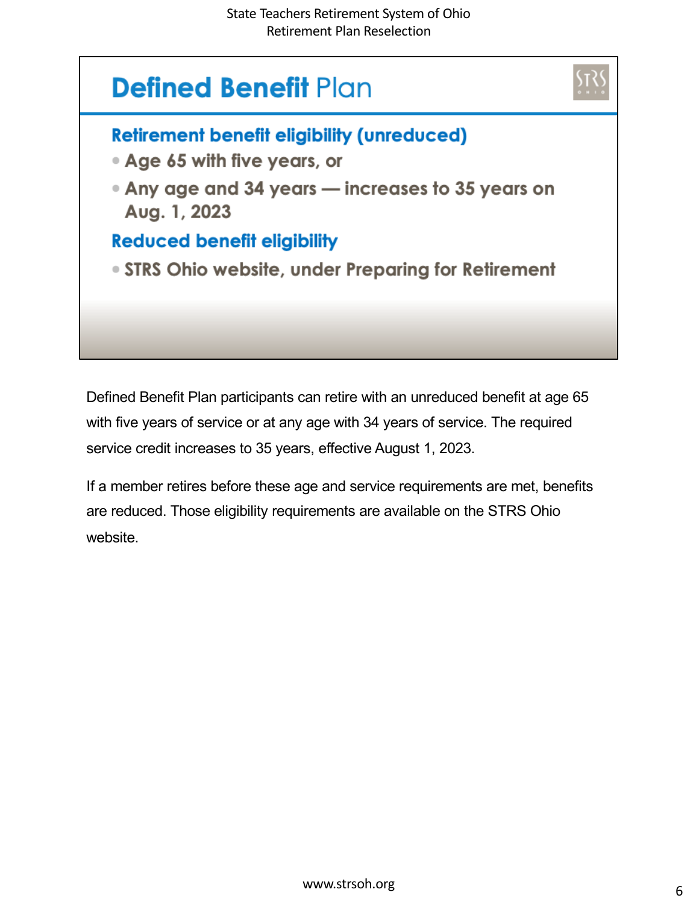## Defined Benefit Plan

### Retirement benefit eligibility (unreduced)

- Age 65 with five years, or
- Any age and 34 years — increases to 35 years on Aug. 1, 2023

### Reduced benefit eligibility

- STRS Ohio website, under Preparing for Retirement

Defined Benefit Plan participants can retire with an unreduced benefit at age 65 with five years of service or at any age with 34 years of service. The required service credit increases to 35 years, effective August 1, 2023.

If a member retires before these age and service requirements are met, benefits are reduced. Those eligibility requirements are available on the STRS Ohio website.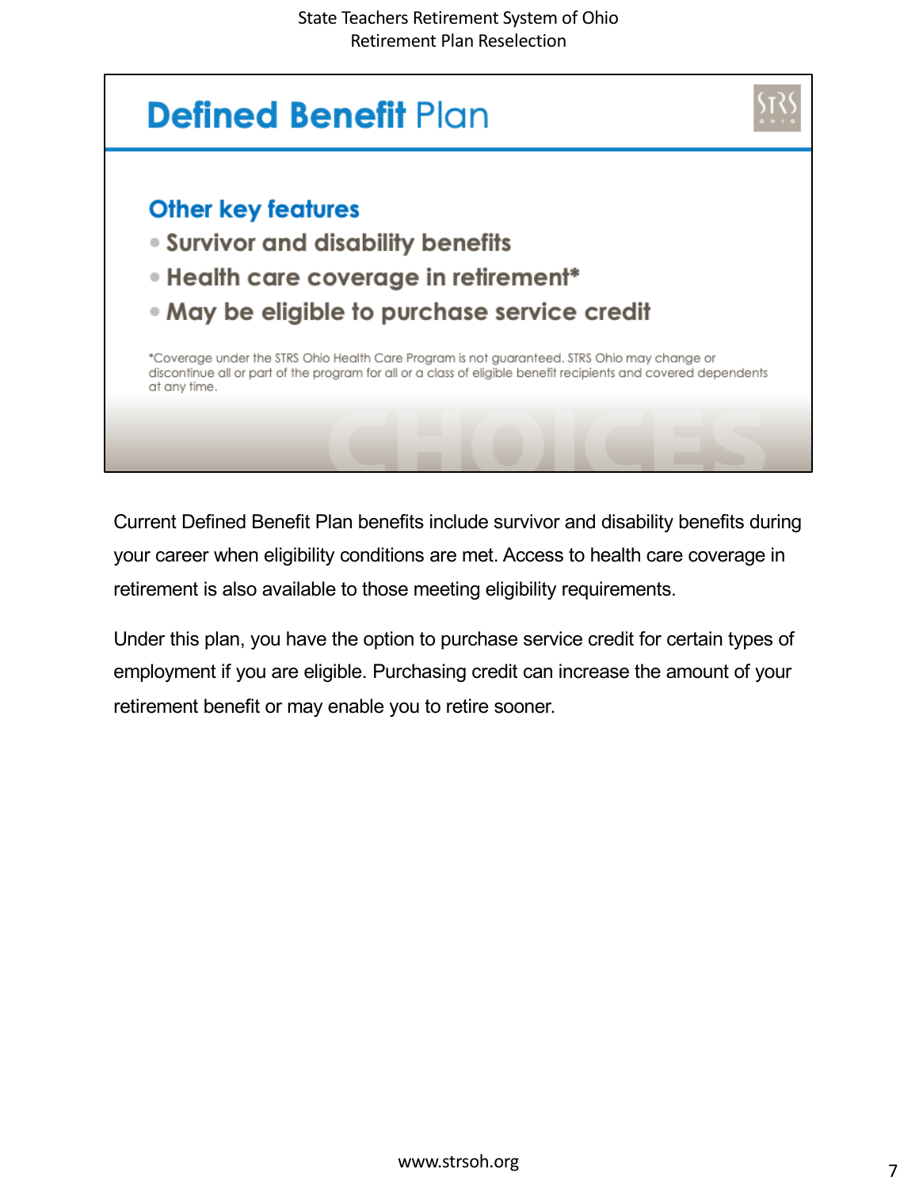# Defined Benefit Plan

## Other key features

- Survivor and disability benefits
- Health care coverage in retirement*
- May be eligible to purchase service credit

*Coverage under the STRS Ohio Health Care Program is not guaranteed. STRS Ohio may change or discontinue all or part of the program for all or a class of eligible benefit recipients and covered dependents at any time.

Current Defined Benefit Plan benefits include survivor and disability benefits during your career when eligibility conditions are met. Access to health care coverage in retirement is also available to those meeting eligibility requirements.

Under this plan, you have the option to purchase service credit for certain types of employment if you are eligible. Purchasing credit can increase the amount of your retirement benefit or may enable you to retire sooner.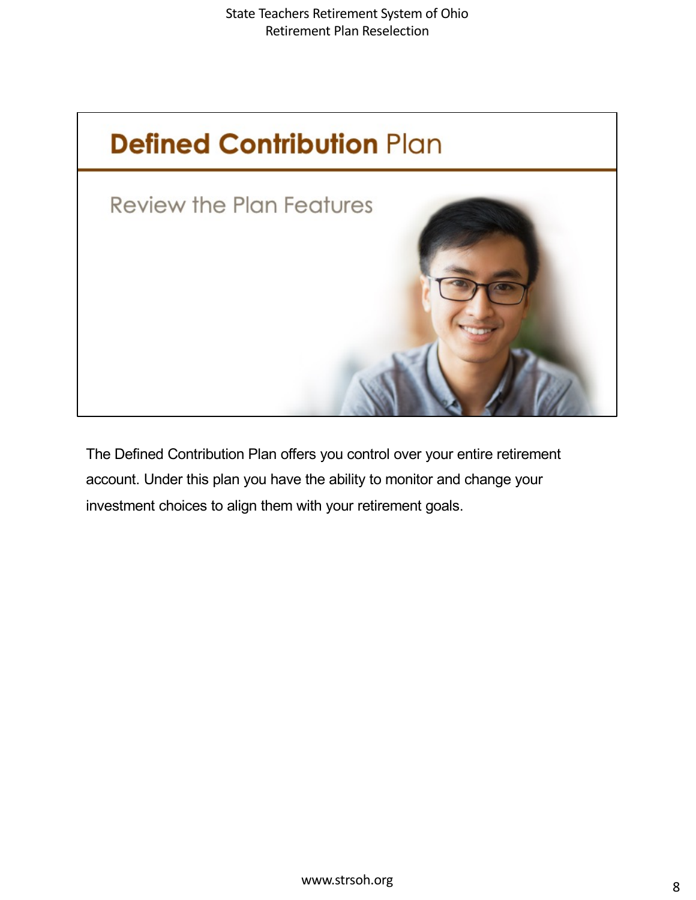# Defined Contribution Plan

## Review the Plan Features

The Defined Contribution Plan offers you control over your entire retirement account. Under this plan you have the ability to monitor and change your investment choices to align them with your retirement goals.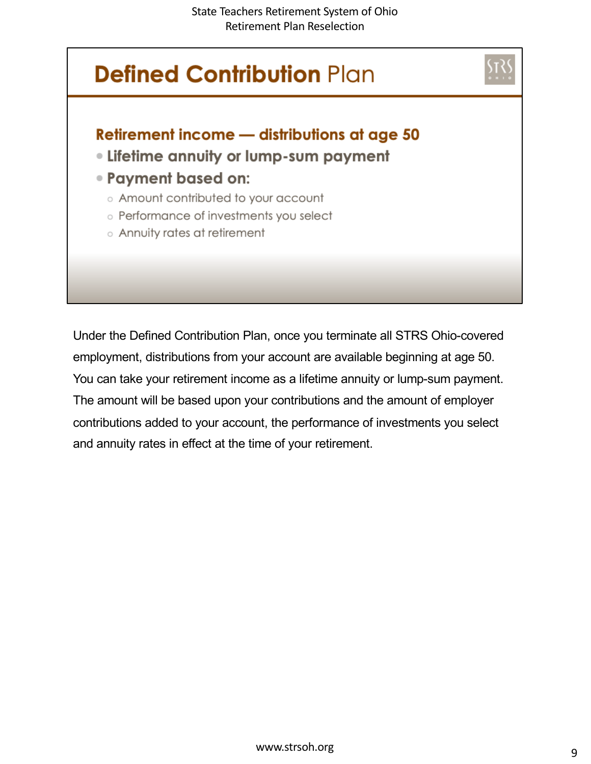# Defined Contribution Plan

### Retirement income — distributions at age 50

- **Lifetime annuity or lump-sum payment**
- **Payment based on:**
  - Amount contributed to your account
  - Performance of investments you select
  - Annuity rates at retirement

Under the Defined Contribution Plan, once you terminate all STRS Ohio-covered employment, distributions from your account are available beginning at age 50. You can take your retirement income as a lifetime annuity or lump-sum payment. The amount will be based upon your contributions and the amount of employer contributions added to your account, the performance of investments you select and annuity rates in effect at the time of your retirement.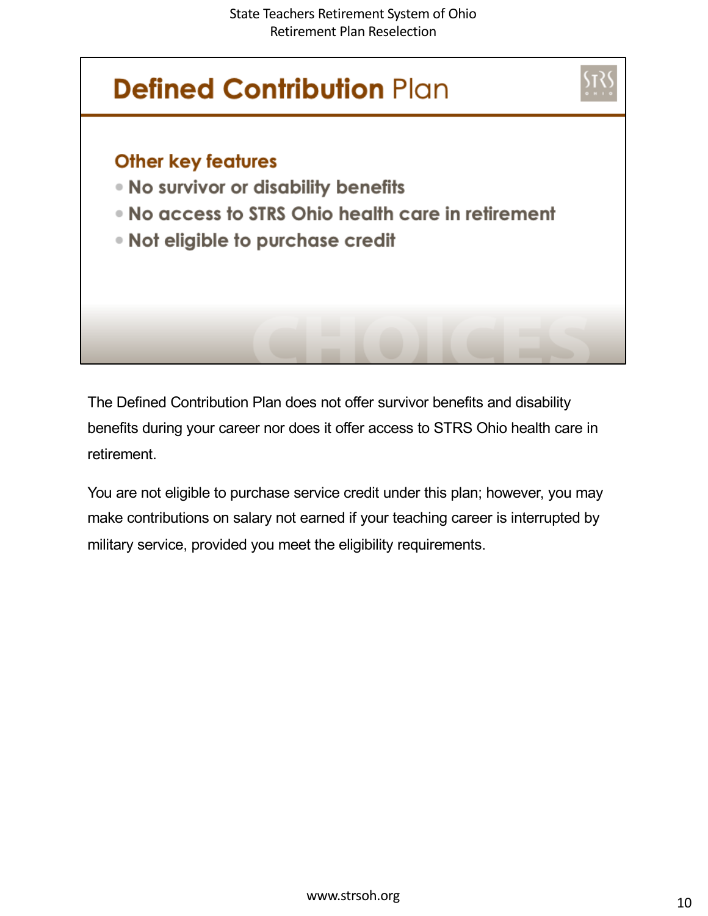## Defined Contribution Plan

### Other key features

- No survivor or disability benefits
- No access to STRS Ohio health care in retirement
- Not eligible to purchase credit

The Defined Contribution Plan does not offer survivor benefits and disability benefits during your career nor does it offer access to STRS Ohio health care in retirement.

You are not eligible to purchase service credit under this plan; however, you may make contributions on salary not earned if your teaching career is interrupted by military service, provided you meet the eligibility requirements.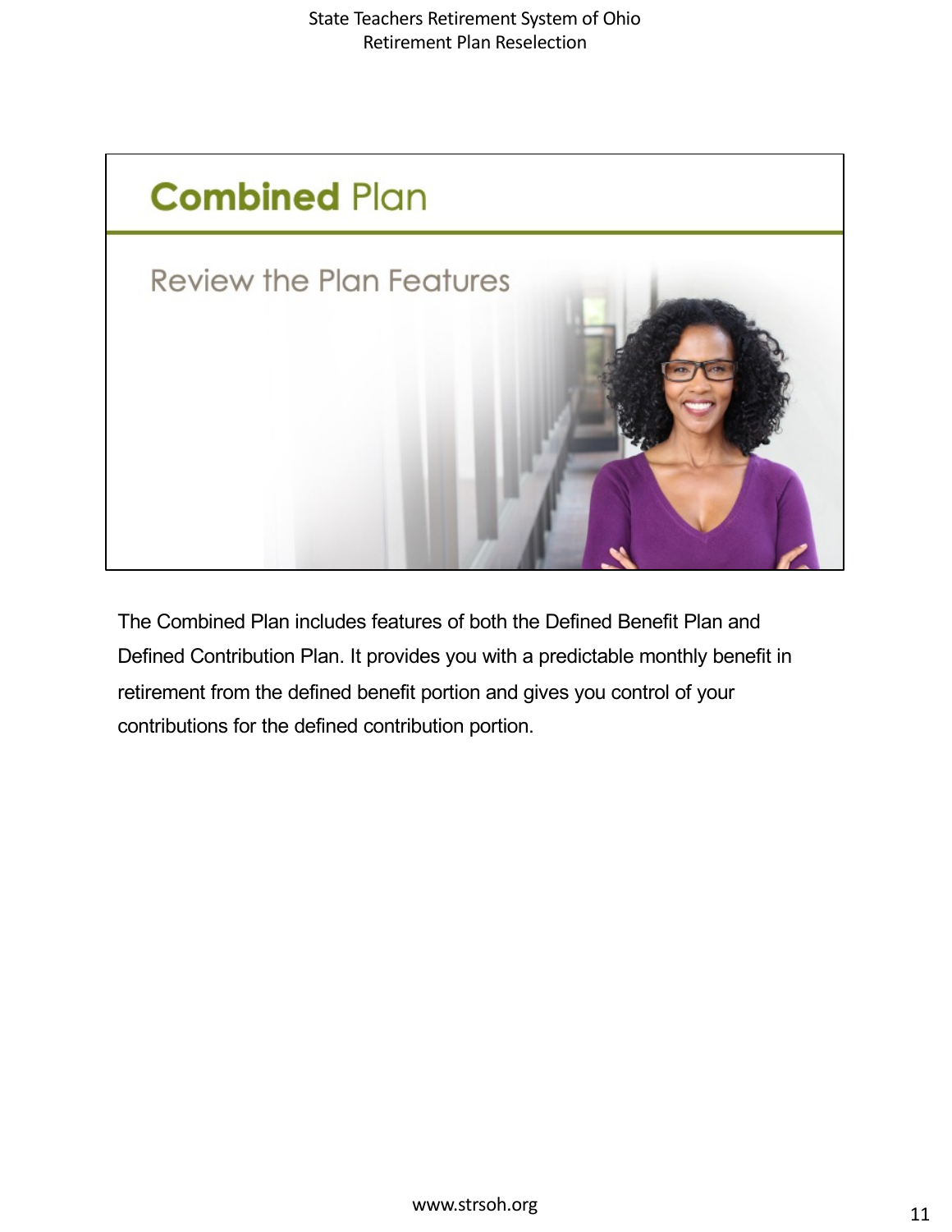## Combined Plan

### Review the Plan Features

The Combined Plan includes features of both the Defined Benefit Plan and Defined Contribution Plan. It provides you with a predictable monthly benefit in retirement from the defined benefit portion and gives you control of your contributions for the defined contribution portion.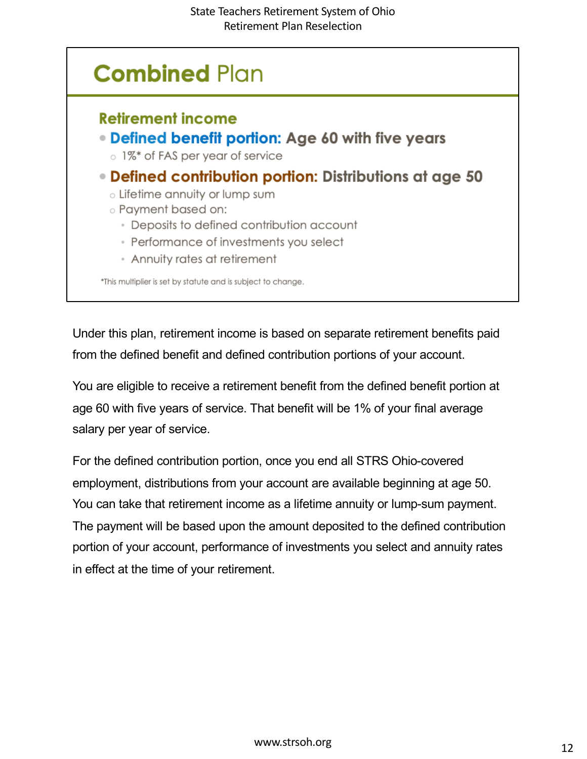# Combined Plan

### Retirement income

- **Defined benefit portion: Age 60 with five years**
  - 1%* of FAS per year of service
- **Defined contribution portion: Distributions at age 50**
  - Lifetime annuity or lump sum
  - Payment based on:
    - Deposits to defined contribution account
    - Performance of investments you select
    - Annuity rates at retirement

*This multiplier is set by statute and is subject to change.

Under this plan, retirement income is based on separate retirement benefits paid from the defined benefit and defined contribution portions of your account.

You are eligible to receive a retirement benefit from the defined benefit portion at age 60 with five years of service. That benefit will be 1% of your final average salary per year of service.

For the defined contribution portion, once you end all STRS Ohio-covered employment, distributions from your account are available beginning at age 50. You can take that retirement income as a lifetime annuity or lump-sum payment. The payment will be based upon the amount deposited to the defined contribution portion of your account, performance of investments you select and annuity rates in effect at the time of your retirement.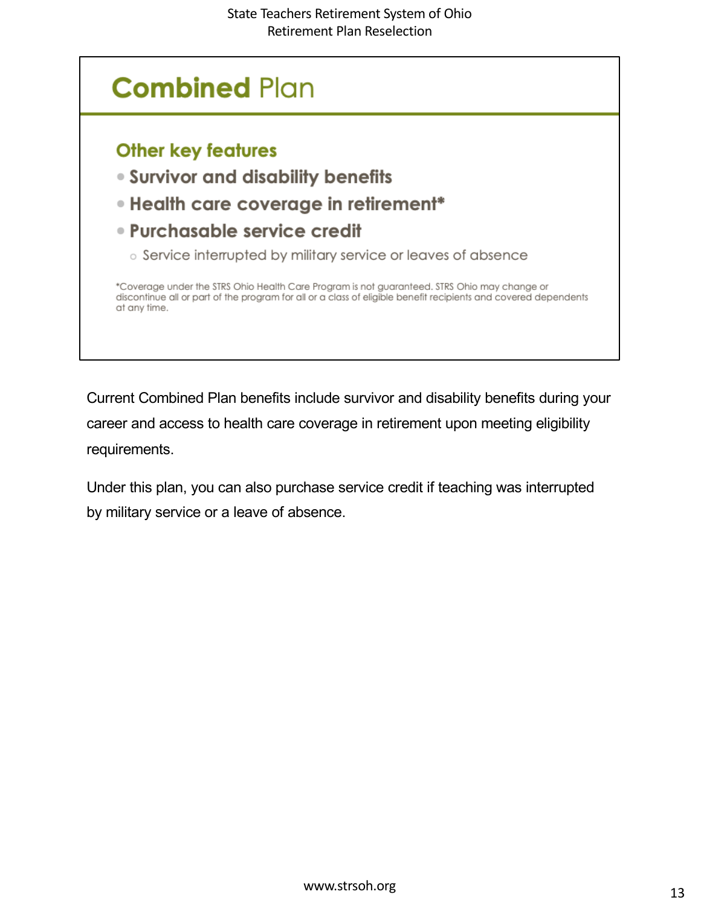## Combined Plan

### Other key features

- **Survivor and disability benefits**
- **Health care coverage in retirement***
- **Purchasable service credit**
    - Service interrupted by military service or leaves of absence

*Coverage under the STRS Ohio Health Care Program is not guaranteed. STRS Ohio may change or discontinue all or part of the program for all or a class of eligible benefit recipients and covered dependents at any time.

Current Combined Plan benefits include survivor and disability benefits during your career and access to health care coverage in retirement upon meeting eligibility requirements.

Under this plan, you can also purchase service credit if teaching was interrupted by military service or a leave of absence.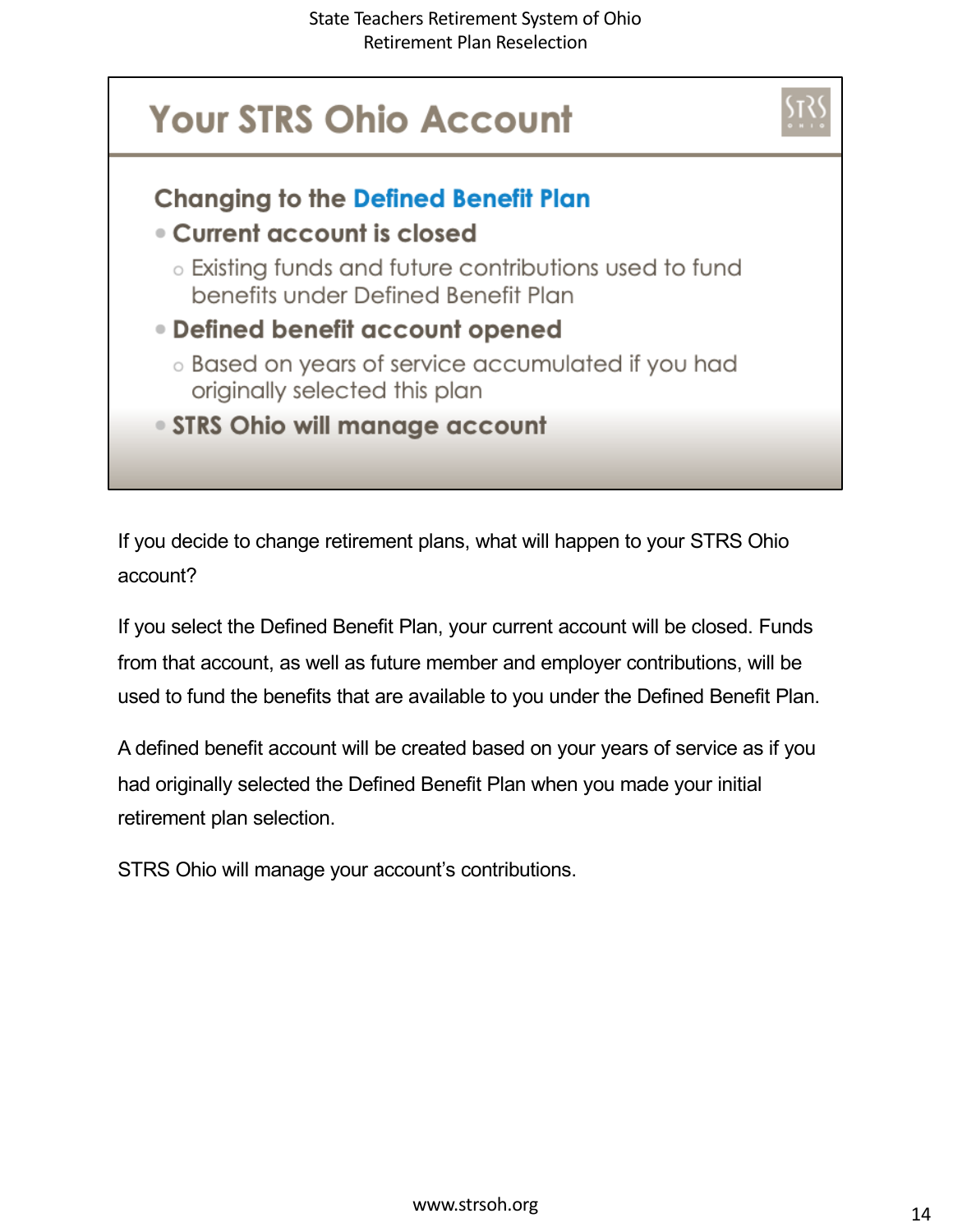## Your STRS Ohio Account

### Changing to the Defined Benefit Plan

- **Current account is closed**
  - Existing funds and future contributions used to fund benefits under Defined Benefit Plan
- **Defined benefit account opened**
  - Based on years of service accumulated if you had originally selected this plan
- **STRS Ohio will manage account**

If you decide to change retirement plans, what will happen to your STRS Ohio account?

If you select the Defined Benefit Plan, your current account will be closed. Funds from that account, as well as future member and employer contributions, will be used to fund the benefits that are available to you under the Defined Benefit Plan.

A defined benefit account will be created based on your years of service as if you had originally selected the Defined Benefit Plan when you made your initial retirement plan selection.

STRS Ohio will manage your account's contributions.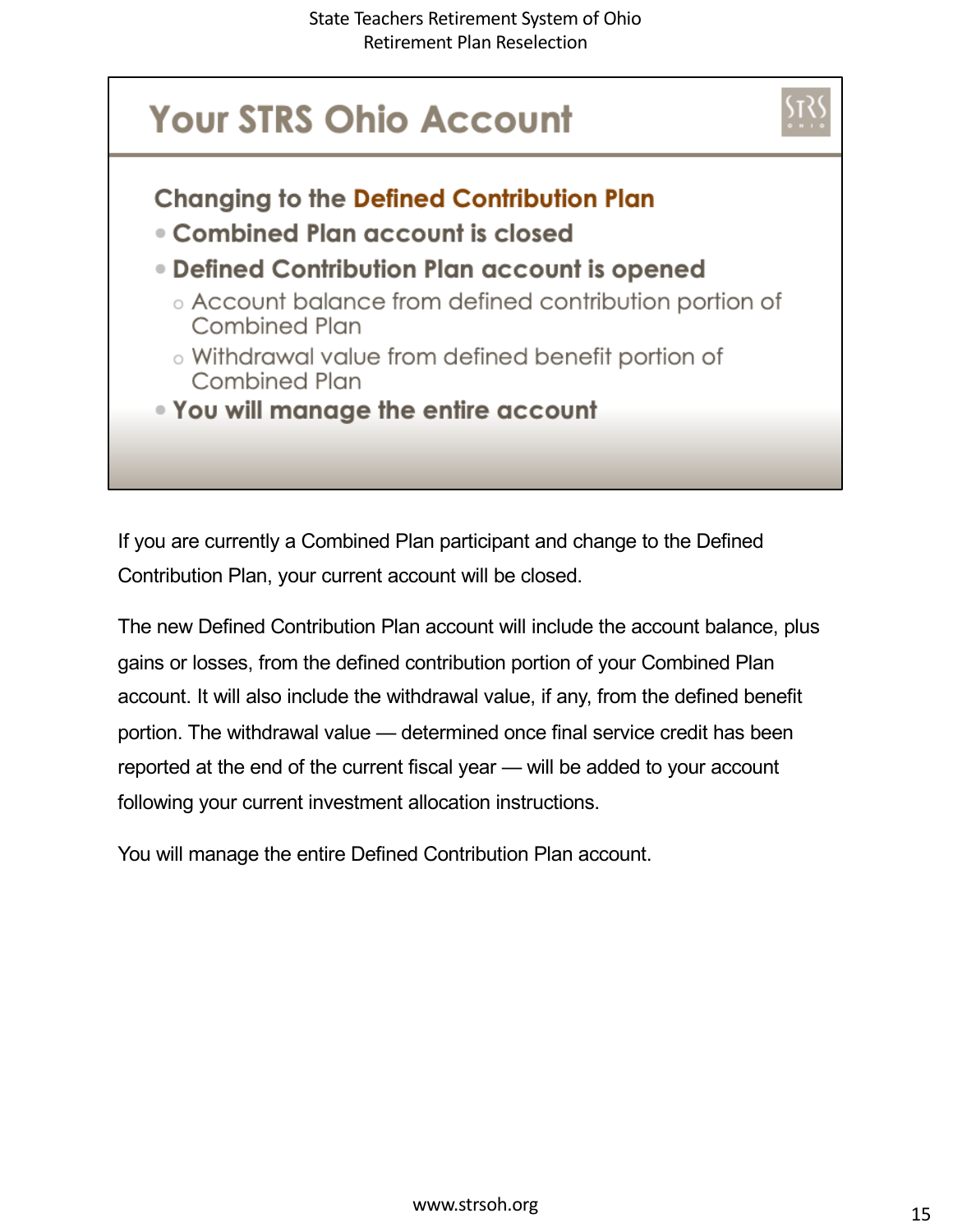## Your STRS Ohio Account

### Changing to the Defined Contribution Plan

- **Combined Plan account is closed**
- **Defined Contribution Plan account is opened**
  - Account balance from defined contribution portion of Combined Plan
  - Withdrawal value from defined benefit portion of Combined Plan
- **You will manage the entire account**

If you are currently a Combined Plan participant and change to the Defined Contribution Plan, your current account will be closed.

The new Defined Contribution Plan account will include the account balance, plus gains or losses, from the defined contribution portion of your Combined Plan account. It will also include the withdrawal value, if any, from the defined benefit portion. The withdrawal value — determined once final service credit has been reported at the end of the current fiscal year — will be added to your account following your current investment allocation instructions.

You will manage the entire Defined Contribution Plan account.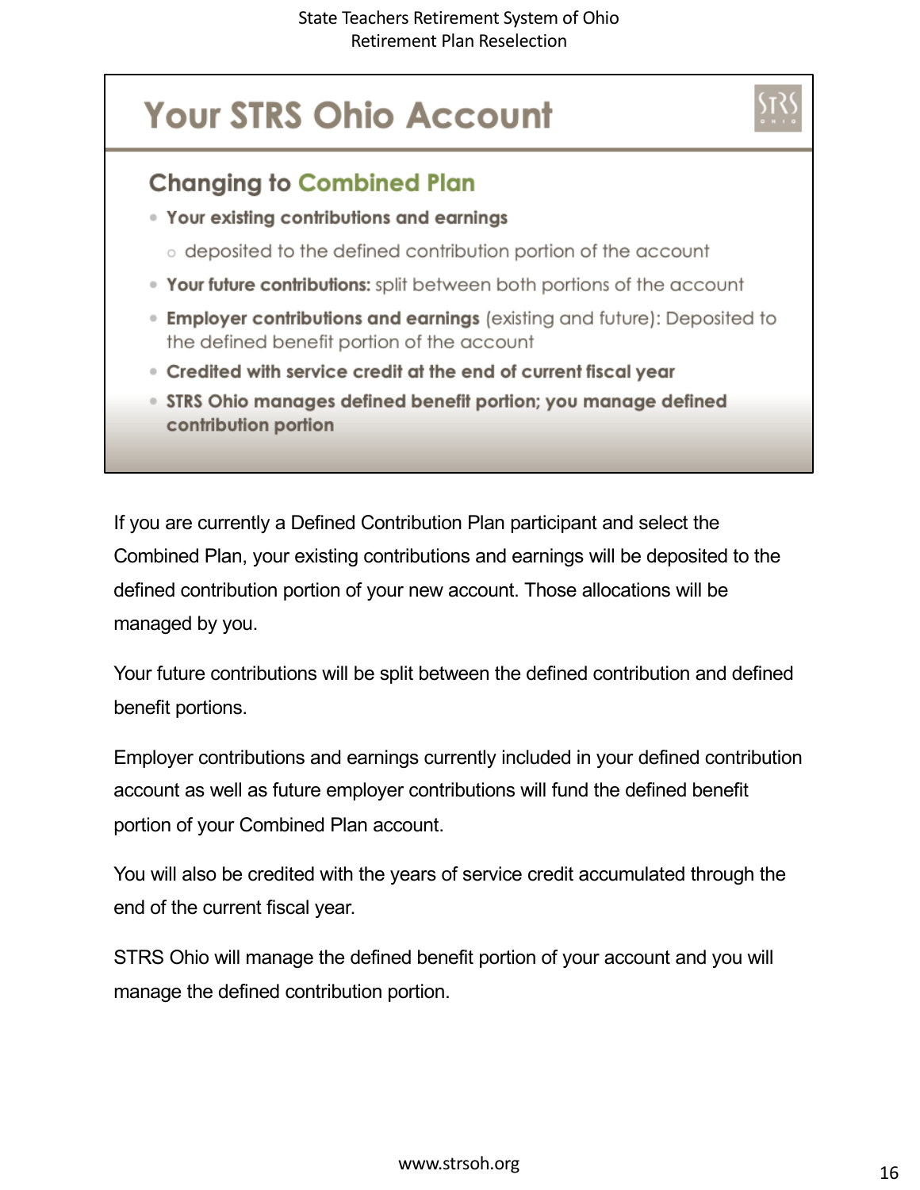## Your STRS Ohio Account

### Changing to Combined Plan

- **Your existing contributions and earnings**
  - deposited to the defined contribution portion of the account
- **Your future contributions:** split between both portions of the account
- **Employer contributions and earnings** (existing and future): Deposited to the defined benefit portion of the account
- **Credited with service credit at the end of current fiscal year**
- **STRS Ohio manages defined benefit portion; you manage defined contribution portion**

If you are currently a Defined Contribution Plan participant and select the Combined Plan, your existing contributions and earnings will be deposited to the defined contribution portion of your new account. Those allocations will be managed by you.

Your future contributions will be split between the defined contribution and defined benefit portions.

Employer contributions and earnings currently included in your defined contribution account as well as future employer contributions will fund the defined benefit portion of your Combined Plan account.

You will also be credited with the years of service credit accumulated through the end of the current fiscal year.

STRS Ohio will manage the defined benefit portion of your account and you will manage the defined contribution portion.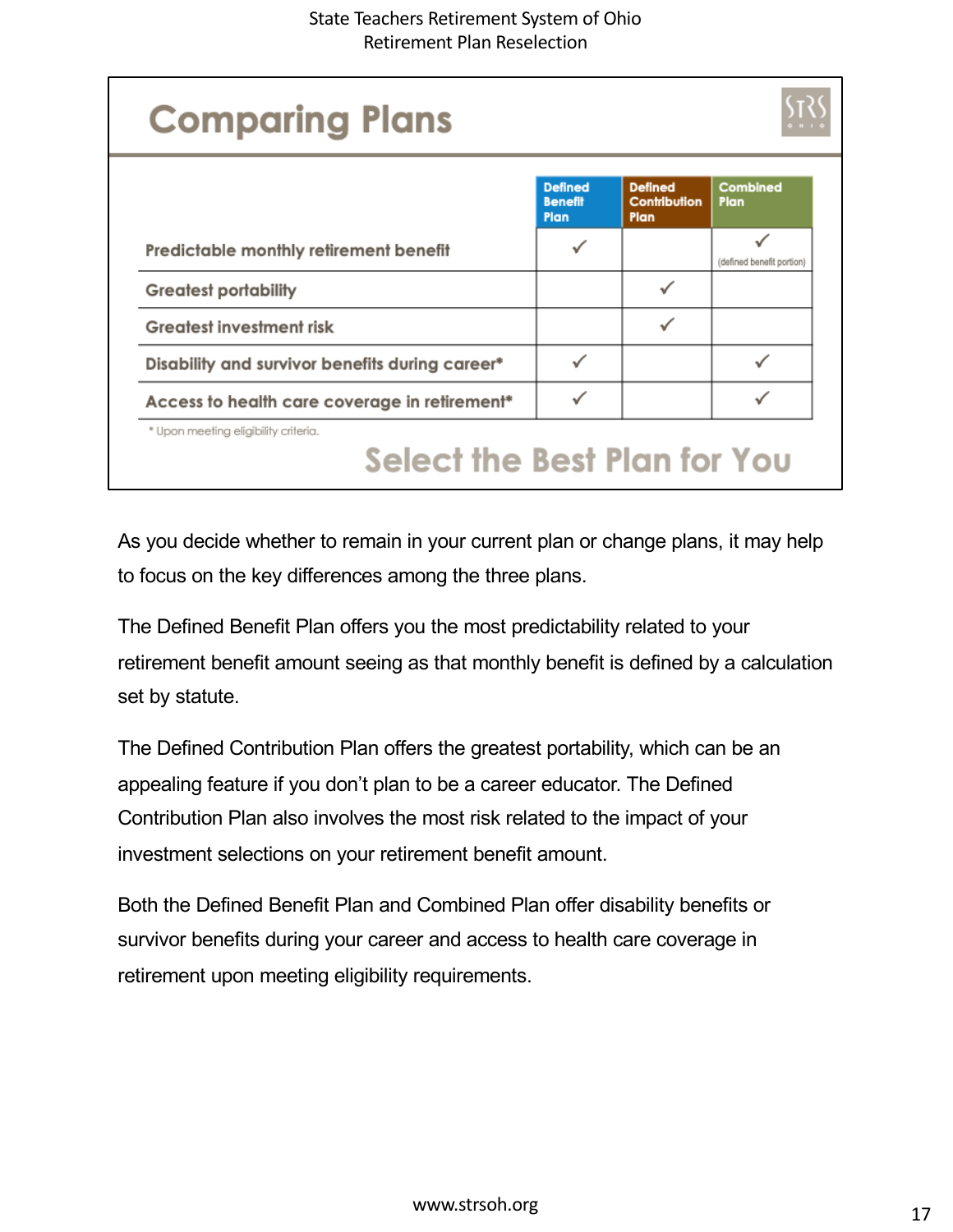## Comparing Plans

| | Defined Benefit Plan | Defined Contribution Plan | Combined Plan |
|---|---|---|---|
| Predictable monthly retirement benefit | ✓ | | ✓ (defined benefit portion) |
| Greatest portability | | ✓ | |
| Greatest investment risk | | ✓ | |
| Disability and survivor benefits during career* | ✓ | | ✓ |
| Access to health care coverage in retirement* | ✓ | | ✓ |

* Upon meeting eligibility criteria.

**Select the Best Plan for You**

As you decide whether to remain in your current plan or change plans, it may help to focus on the key differences among the three plans.

The Defined Benefit Plan offers you the most predictability related to your retirement benefit amount seeing as that monthly benefit is defined by a calculation set by statute.

The Defined Contribution Plan offers the greatest portability, which can be an appealing feature if you don't plan to be a career educator. The Defined Contribution Plan also involves the most risk related to the impact of your investment selections on your retirement benefit amount.

Both the Defined Benefit Plan and Combined Plan offer disability benefits or survivor benefits during your career and access to health care coverage in retirement upon meeting eligibility requirements.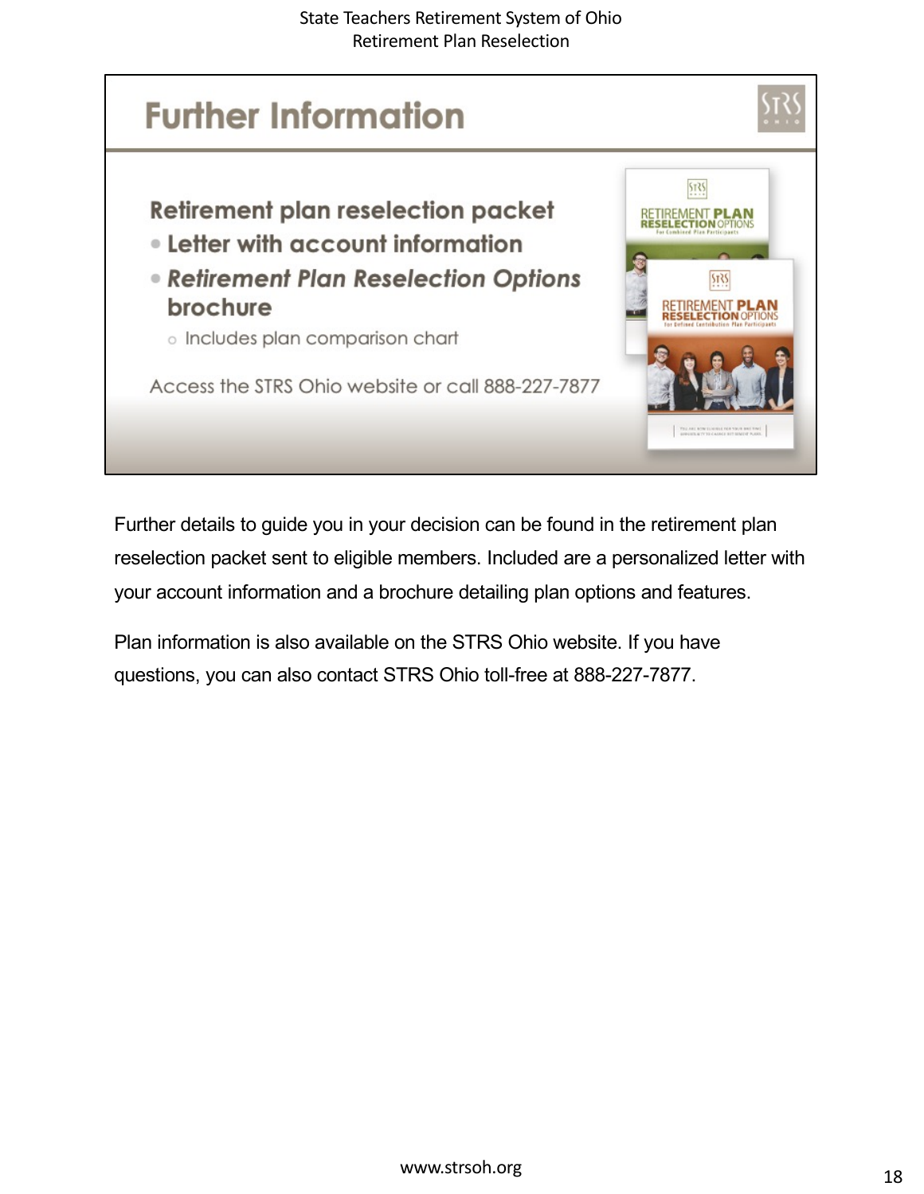## Further Information

**Retirement plan reselection packet**

- **Letter with account information**
- ***Retirement Plan Reselection Options* brochure**
  - Includes plan comparison chart

Access the STRS Ohio website or call 888-227-7877

Further details to guide you in your decision can be found in the retirement plan reselection packet sent to eligible members. Included are a personalized letter with your account information and a brochure detailing plan options and features.

Plan information is also available on the STRS Ohio website. If you have questions, you can also contact STRS Ohio toll-free at 888-227-7877.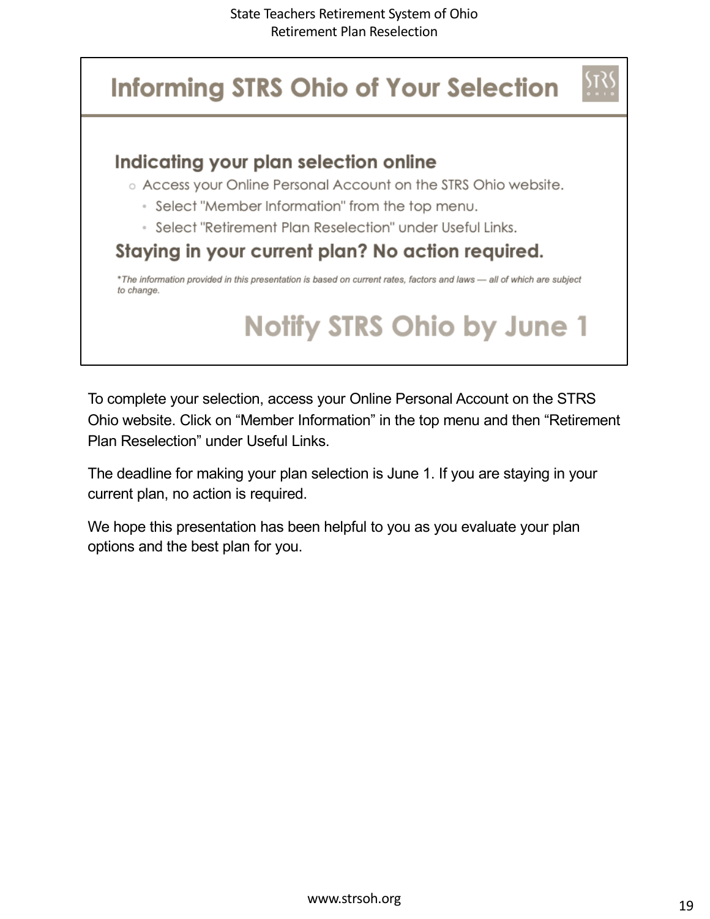## Informing STRS Ohio of Your Selection

### Indicating your plan selection online

- Access your Online Personal Account on the STRS Ohio website.
  - Select "Member Information" from the top menu.
  - Select "Retirement Plan Reselection" under Useful Links.

### Staying in your current plan? No action required.

*\*The information provided in this presentation is based on current rates, factors and laws — all of which are subject to change.*

**Notify STRS Ohio by June 1**

To complete your selection, access your Online Personal Account on the STRS Ohio website. Click on “Member Information” in the top menu and then “Retirement Plan Reselection” under Useful Links.

The deadline for making your plan selection is June 1. If you are staying in your current plan, no action is required.

We hope this presentation has been helpful to you as you evaluate your plan options and the best plan for you.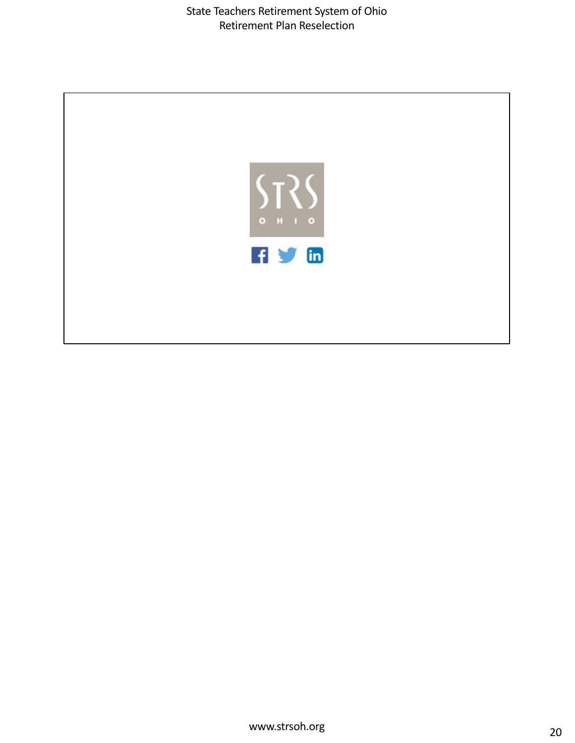STRS

OHIO